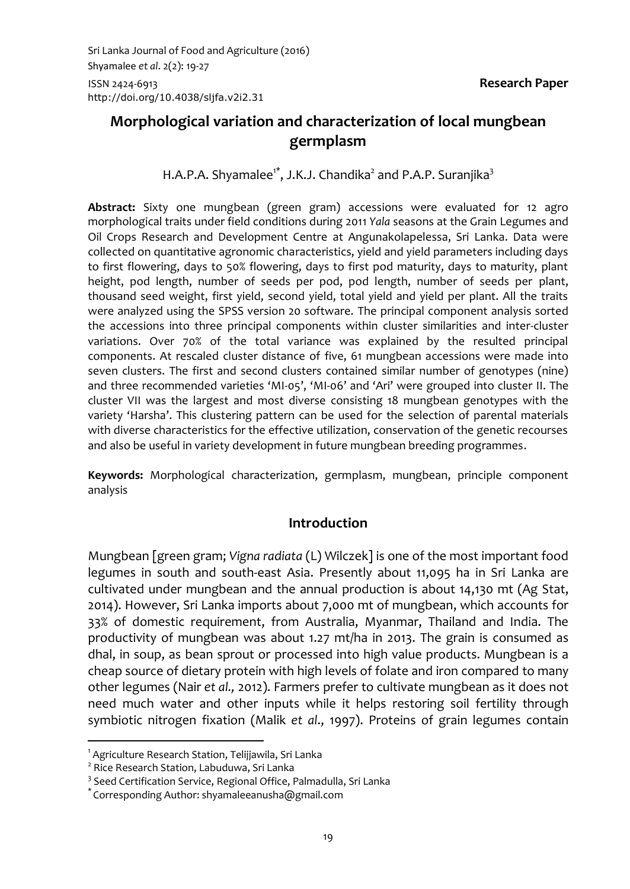Research Paper

# Morphological variation and characterization of local mungbean germplasm

H.A.P.A. Shyamalee[1*], J.K.J. Chandika[2] and P.A.P. Suranjika[3]

**Abstract:** Sixty one mungbean (green gram) accessions were evaluated for 12 agro morphological traits under field conditions during 2011 *Yala* seasons at the Grain Legumes and Oil Crops Research and Development Centre at Angunakolapelessa, Sri Lanka. Data were collected on quantitative agronomic characteristics, yield and yield parameters including days to first flowering, days to 50% flowering, days to first pod maturity, days to maturity, plant height, pod length, number of seeds per pod, pod length, number of seeds per plant, thousand seed weight, first yield, second yield, total yield and yield per plant. All the traits were analyzed using the SPSS version 20 software. The principal component analysis sorted the accessions into three principal components within cluster similarities and inter-cluster variations. Over 70% of the total variance was explained by the resulted principal components. At rescaled cluster distance of five, 61 mungbean accessions were made into seven clusters. The first and second clusters contained similar number of genotypes (nine) and three recommended varieties 'MI-05', 'MI-06' and 'Ari' were grouped into cluster II. The cluster VII was the largest and most diverse consisting 18 mungbean genotypes with the variety 'Harsha'. This clustering pattern can be used for the selection of parental materials with diverse characteristics for the effective utilization, conservation of the genetic recourses and also be useful in variety development in future mungbean breeding programmes.

**Keywords:** Morphological characterization, germplasm, mungbean, principle component analysis

## Introduction

Mungbean [green gram; *Vigna radiata* (L) Wilczek] is one of the most important food legumes in south and south-east Asia. Presently about 11,095 ha in Sri Lanka are cultivated under mungbean and the annual production is about 14,130 mt (Ag Stat, 2014). However, Sri Lanka imports about 7,000 mt of mungbean, which accounts for 33% of domestic requirement, from Australia, Myanmar, Thailand and India. The productivity of mungbean was about 1.27 mt/ha in 2013. The grain is consumed as dhal, in soup, as bean sprout or processed into high value products. Mungbean is a cheap source of dietary protein with high levels of folate and iron compared to many other legumes (Nair *et al.,* 2012). Farmers prefer to cultivate mungbean as it does not need much water and other inputs while it helps restoring soil fertility through symbiotic nitrogen fixation (Malik *et al*., 1997). Proteins of grain legumes contain

---

[1] Agriculture Research Station, Telijjawila, Sri Lanka
[2] Rice Research Station, Labuduwa, Sri Lanka
[3] Seed Certification Service, Regional Office, Palmadulla, Sri Lanka
[*] Corresponding Author: shyamaleeanusha@gmail.com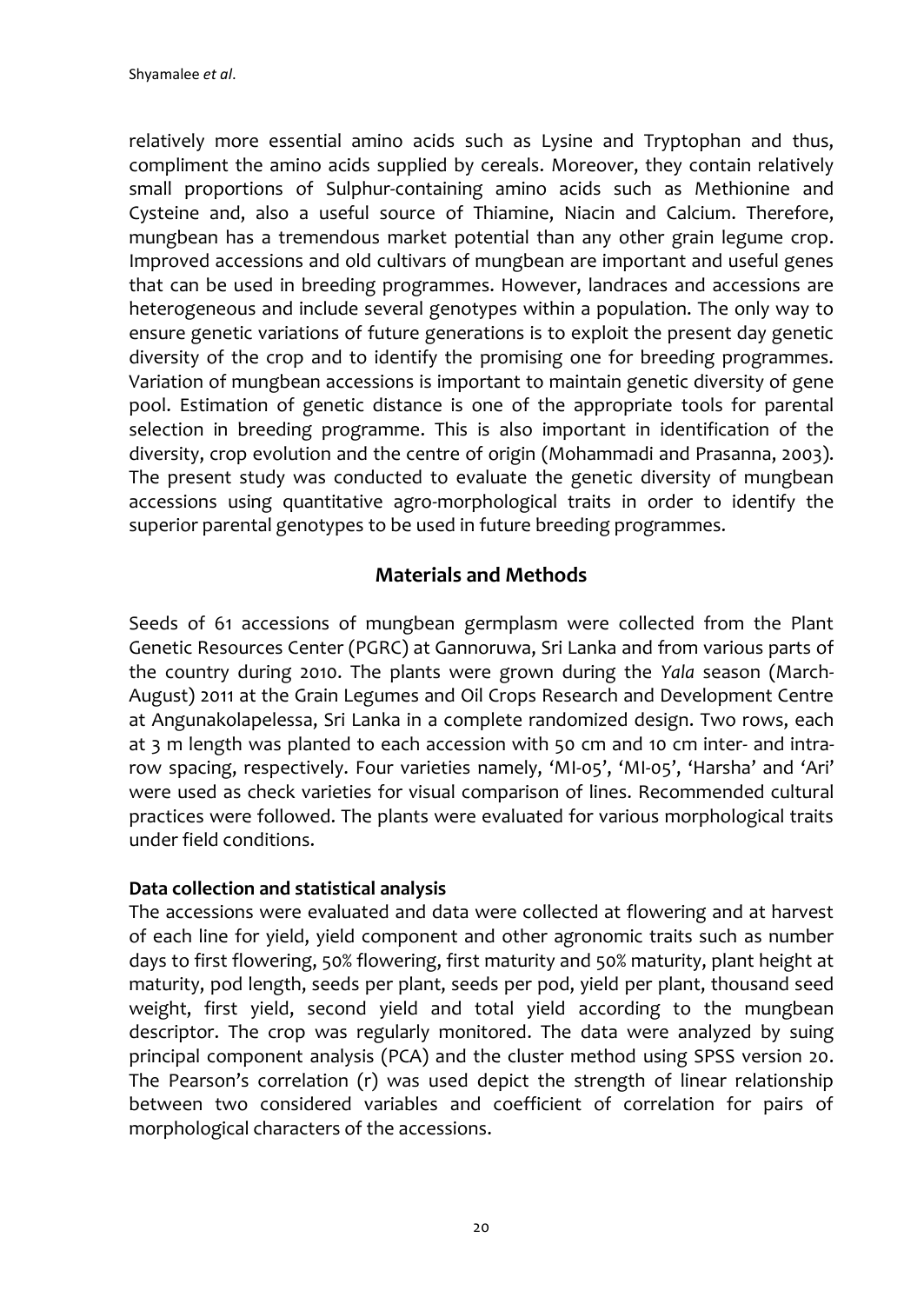relatively more essential amino acids such as Lysine and Tryptophan and thus, compliment the amino acids supplied by cereals. Moreover, they contain relatively small proportions of Sulphur-containing amino acids such as Methionine and Cysteine and, also a useful source of Thiamine, Niacin and Calcium. Therefore, mungbean has a tremendous market potential than any other grain legume crop. Improved accessions and old cultivars of mungbean are important and useful genes that can be used in breeding programmes. However, landraces and accessions are heterogeneous and include several genotypes within a population. The only way to ensure genetic variations of future generations is to exploit the present day genetic diversity of the crop and to identify the promising one for breeding programmes. Variation of mungbean accessions is important to maintain genetic diversity of gene pool. Estimation of genetic distance is one of the appropriate tools for parental selection in breeding programme. This is also important in identification of the diversity, crop evolution and the centre of origin (Mohammadi and Prasanna, 2003). The present study was conducted to evaluate the genetic diversity of mungbean accessions using quantitative agro-morphological traits in order to identify the superior parental genotypes to be used in future breeding programmes.

## Materials and Methods

Seeds of 61 accessions of mungbean germplasm were collected from the Plant Genetic Resources Center (PGRC) at Gannoruwa, Sri Lanka and from various parts of the country during 2010. The plants were grown during the *Yala* season (March-August) 2011 at the Grain Legumes and Oil Crops Research and Development Centre at Angunakolapelessa, Sri Lanka in a complete randomized design. Two rows, each at 3 m length was planted to each accession with 50 cm and 10 cm inter- and intra-row spacing, respectively. Four varieties namely, 'MI-05', 'MI-05', 'Harsha' and 'Ari' were used as check varieties for visual comparison of lines. Recommended cultural practices were followed. The plants were evaluated for various morphological traits under field conditions.

### Data collection and statistical analysis

The accessions were evaluated and data were collected at flowering and at harvest of each line for yield, yield component and other agronomic traits such as number days to first flowering, 50% flowering, first maturity and 50% maturity, plant height at maturity, pod length, seeds per plant, seeds per pod, yield per plant, thousand seed weight, first yield, second yield and total yield according to the mungbean descriptor. The crop was regularly monitored. The data were analyzed by suing principal component analysis (PCA) and the cluster method using SPSS version 20. The Pearson's correlation (r) was used depict the strength of linear relationship between two considered variables and coefficient of correlation for pairs of morphological characters of the accessions.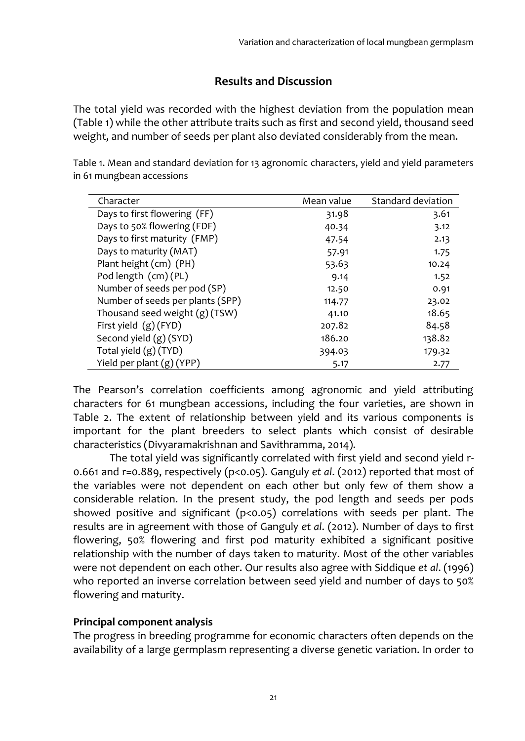## Results and Discussion

The total yield was recorded with the highest deviation from the population mean (Table 1) while the other attribute traits such as first and second yield, thousand seed weight, and number of seeds per plant also deviated considerably from the mean.

Table 1. Mean and standard deviation for 13 agronomic characters, yield and yield parameters in 61 mungbean accessions

| Character | Mean value | Standard deviation |
|---|---|---|
| Days to first flowering (FF) | 31.98 | 3.61 |
| Days to 50% flowering (FDF) | 40.34 | 3.12 |
| Days to first maturity (FMP) | 47.54 | 2.13 |
| Days to maturity (MAT) | 57.91 | 1.75 |
| Plant height (cm) (PH) | 53.63 | 10.24 |
| Pod length (cm) (PL) | 9.14 | 1.52 |
| Number of seeds per pod (SP) | 12.50 | 0.91 |
| Number of seeds per plants (SPP) | 114.77 | 23.02 |
| Thousand seed weight (g) (TSW) | 41.10 | 18.65 |
| First yield (g) (FYD) | 207.82 | 84.58 |
| Second yield (g) (SYD) | 186.20 | 138.82 |
| Total yield (g) (TYD) | 394.03 | 179.32 |
| Yield per plant (g) (YPP) | 5.17 | 2.77 |

The Pearson's correlation coefficients among agronomic and yield attributing characters for 61 mungbean accessions, including the four varieties, are shown in Table 2. The extent of relationship between yield and its various components is important for the plant breeders to select plants which consist of desirable characteristics (Divyaramakrishnan and Savithramma, 2014).

The total yield was significantly correlated with first yield and second yield r-0.661 and r=0.889, respectively ($p<0.05$). Ganguly *et al*. (2012) reported that most of the variables were not dependent on each other but only few of them show a considerable relation. In the present study, the pod length and seeds per pods showed positive and significant ($p<0.05$) correlations with seeds per plant. The results are in agreement with those of Ganguly *et al*. (2012). Number of days to first flowering, 50% flowering and first pod maturity exhibited a significant positive relationship with the number of days taken to maturity. Most of the other variables were not dependent on each other. Our results also agree with Siddique *et al*. (1996) who reported an inverse correlation between seed yield and number of days to 50% flowering and maturity.

### Principal component analysis

The progress in breeding programme for economic characters often depends on the availability of a large germplasm representing a diverse genetic variation. In order to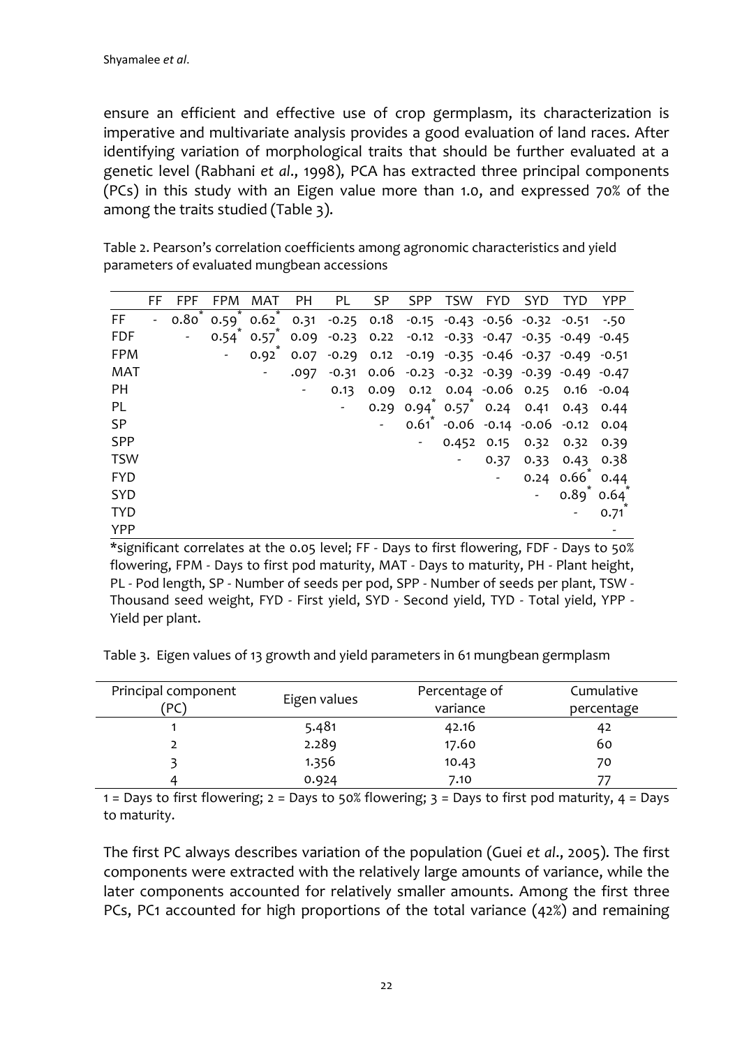ensure an efficient and effective use of crop germplasm, its characterization is imperative and multivariate analysis provides a good evaluation of land races. After identifying variation of morphological traits that should be further evaluated at a genetic level (Rabhani *et al*., 1998), PCA has extracted three principal components (PCs) in this study with an Eigen value more than 1.0, and expressed 70% of the among the traits studied (Table 3).

Table 2. Pearson's correlation coefficients among agronomic characteristics and yield parameters of evaluated mungbean accessions

| | FF | FPF | FPM | MAT | PH | PL | SP | SPP | TSW | FYD | SYD | TYD | YPP |
|---|---|---|---|---|---|---|---|---|---|---|---|---|---|
| FF | - | 0.80* | 0.59* | 0.62* | 0.31 | -0.25 | 0.18 | -0.15 | -0.43 | -0.56 | -0.32 | -0.51 | -.50 |
| FDF | | - | 0.54* | 0.57* | 0.09 | -0.23 | 0.22 | -0.12 | -0.33 | -0.47 | -0.35 | -0.49 | -0.45 |
| FPM | | | - | 0.92* | 0.07 | -0.29 | 0.12 | -0.19 | -0.35 | -0.46 | -0.37 | -0.49 | -0.51 |
| MAT | | | | - | .097 | -0.31 | 0.06 | -0.23 | -0.32 | -0.39 | -0.39 | -0.49 | -0.47 |
| PH | | | | | - | 0.13 | 0.09 | 0.12 | 0.04 | -0.06 | 0.25 | 0.16 | -0.04 |
| PL | | | | | | - | 0.29 | 0.94* | 0.57* | 0.24 | 0.41 | 0.43 | 0.44 |
| SP | | | | | | | - | 0.61* | -0.06 | -0.14 | -0.06 | -0.12 | 0.04 |
| SPP | | | | | | | | - | 0.452 | 0.15 | 0.32 | 0.32 | 0.39 |
| TSW | | | | | | | | | - | 0.37 | 0.33 | 0.43 | 0.38 |
| FYD | | | | | | | | | | - | 0.24 | 0.66* | 0.44 |
| SYD | | | | | | | | | | | - | 0.89* | 0.64* |
| TYD | | | | | | | | | | | | - | 0.71* |
| YPP | | | | | | | | | | | | | - |

*significant correlates at the 0.05 level; FF - Days to first flowering, FDF - Days to 50% flowering, FPM - Days to first pod maturity, MAT - Days to maturity, PH - Plant height, PL - Pod length, SP - Number of seeds per pod, SPP - Number of seeds per plant, TSW - Thousand seed weight, FYD - First yield, SYD - Second yield, TYD - Total yield, YPP - Yield per plant.

Table 3. Eigen values of 13 growth and yield parameters in 61 mungbean germplasm

| Principal component (PC) | Eigen values | Percentage of variance | Cumulative percentage |
|---|---|---|---|
| 1 | 5.481 | 42.16 | 42 |
| 2 | 2.289 | 17.60 | 60 |
| 3 | 1.356 | 10.43 | 70 |
| 4 | 0.924 | 7.10 | 77 |

1 = Days to first flowering; 2 = Days to 50% flowering; 3 = Days to first pod maturity, 4 = Days to maturity.

The first PC always describes variation of the population (Guei *et al*., 2005). The first components were extracted with the relatively large amounts of variance, while the later components accounted for relatively smaller amounts. Among the first three PCs, PC1 accounted for high proportions of the total variance (42%) and remaining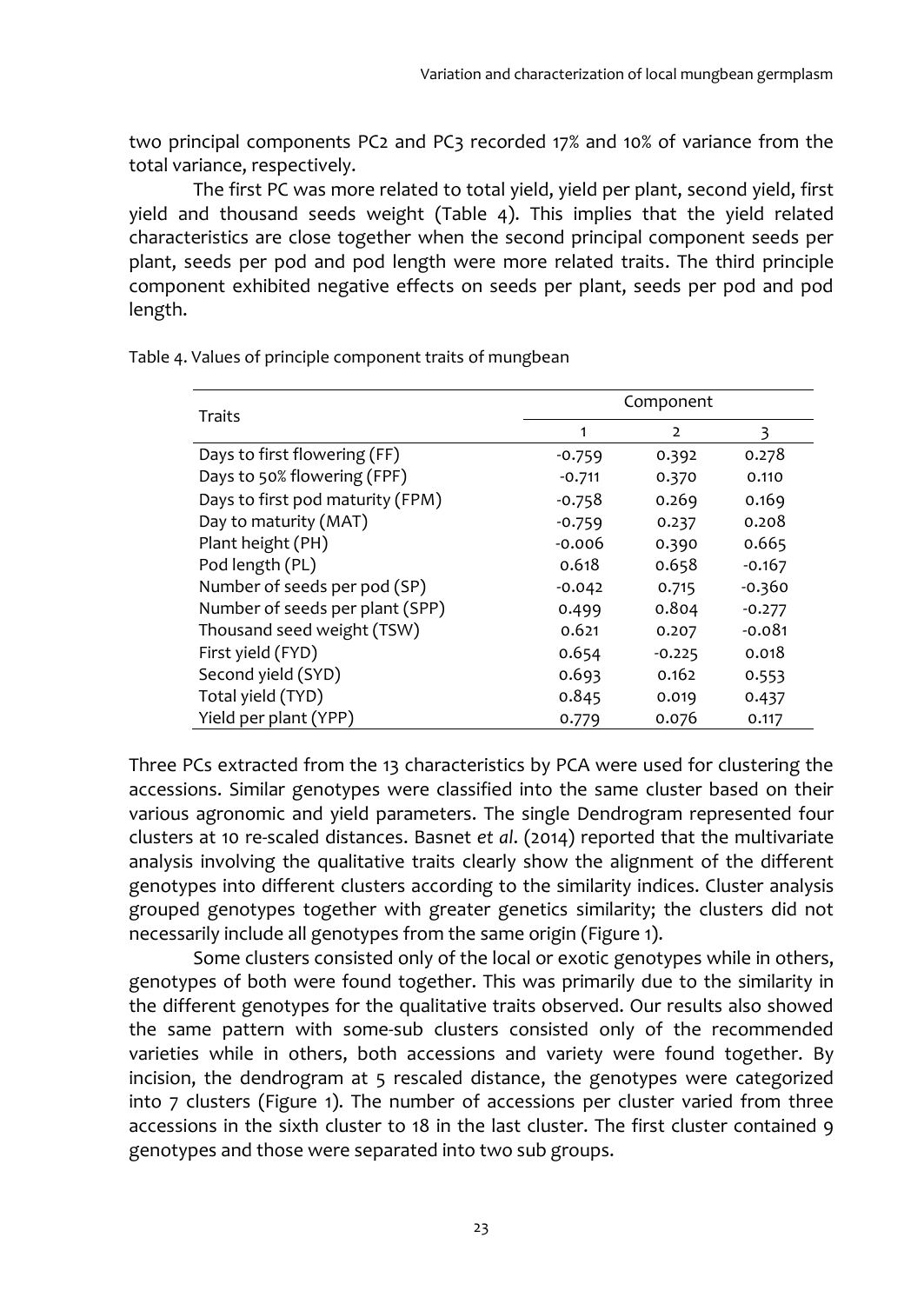two principal components PC2 and PC3 recorded 17% and 10% of variance from the total variance, respectively.

The first PC was more related to total yield, yield per plant, second yield, first yield and thousand seeds weight (Table 4). This implies that the yield related characteristics are close together when the second principal component seeds per plant, seeds per pod and pod length were more related traits. The third principle component exhibited negative effects on seeds per plant, seeds per pod and pod length.

Table 4. Values of principle component traits of mungbean

| Traits | Component | | |
|---|---|---|---|
| | 1 | 2 | 3 |
| Days to first flowering (FF) | -0.759 | 0.392 | 0.278 |
| Days to 50% flowering (FPF) | -0.711 | 0.370 | 0.110 |
| Days to first pod maturity (FPM) | -0.758 | 0.269 | 0.169 |
| Day to maturity (MAT) | -0.759 | 0.237 | 0.208 |
| Plant height (PH) | -0.006 | 0.390 | 0.665 |
| Pod length (PL) | 0.618 | 0.658 | -0.167 |
| Number of seeds per pod (SP) | -0.042 | 0.715 | -0.360 |
| Number of seeds per plant (SPP) | 0.499 | 0.804 | -0.277 |
| Thousand seed weight (TSW) | 0.621 | 0.207 | -0.081 |
| First yield (FYD) | 0.654 | -0.225 | 0.018 |
| Second yield (SYD) | 0.693 | 0.162 | 0.553 |
| Total yield (TYD) | 0.845 | 0.019 | 0.437 |
| Yield per plant (YPP) | 0.779 | 0.076 | 0.117 |

Three PCs extracted from the 13 characteristics by PCA were used for clustering the accessions. Similar genotypes were classified into the same cluster based on their various agronomic and yield parameters. The single Dendrogram represented four clusters at 10 re-scaled distances. Basnet *et al*. (2014) reported that the multivariate analysis involving the qualitative traits clearly show the alignment of the different genotypes into different clusters according to the similarity indices. Cluster analysis grouped genotypes together with greater genetics similarity; the clusters did not necessarily include all genotypes from the same origin (Figure 1).

Some clusters consisted only of the local or exotic genotypes while in others, genotypes of both were found together. This was primarily due to the similarity in the different genotypes for the qualitative traits observed. Our results also showed the same pattern with some-sub clusters consisted only of the recommended varieties while in others, both accessions and variety were found together. By incision, the dendrogram at 5 rescaled distance, the genotypes were categorized into 7 clusters (Figure 1). The number of accessions per cluster varied from three accessions in the sixth cluster to 18 in the last cluster. The first cluster contained 9 genotypes and those were separated into two sub groups.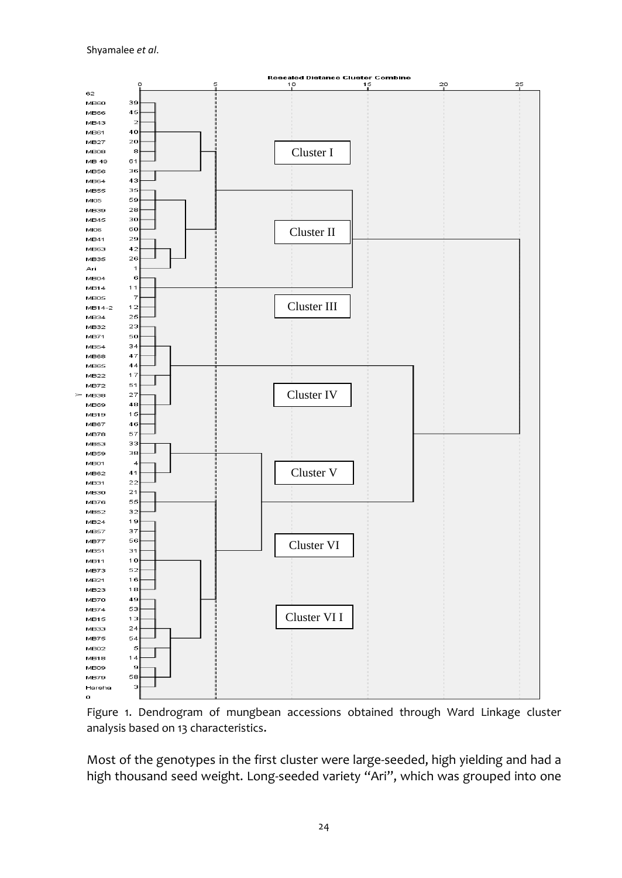Figure 1. Dendrogram of mungbean accessions obtained through Ward Linkage cluster analysis based on 13 characteristics.

Most of the genotypes in the first cluster were large-seeded, high yielding and had a high thousand seed weight. Long-seeded variety "Ari", which was grouped into one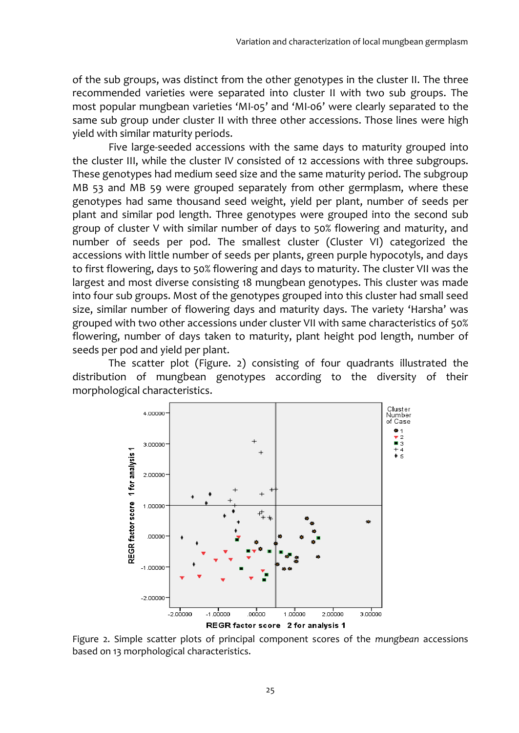of the sub groups, was distinct from the other genotypes in the cluster II. The three recommended varieties were separated into cluster II with two sub groups. The most popular mungbean varieties 'MI-05' and 'MI-06' were clearly separated to the same sub group under cluster II with three other accessions. Those lines were high yield with similar maturity periods.

Five large-seeded accessions with the same days to maturity grouped into the cluster III, while the cluster IV consisted of 12 accessions with three subgroups. These genotypes had medium seed size and the same maturity period. The subgroup MB 53 and MB 59 were grouped separately from other germplasm, where these genotypes had same thousand seed weight, yield per plant, number of seeds per plant and similar pod length. Three genotypes were grouped into the second sub group of cluster V with similar number of days to 50% flowering and maturity, and number of seeds per pod. The smallest cluster (Cluster VI) categorized the accessions with little number of seeds per plants, green purple hypocotyls, and days to first flowering, days to 50% flowering and days to maturity. The cluster VII was the largest and most diverse consisting 18 mungbean genotypes. This cluster was made into four sub groups. Most of the genotypes grouped into this cluster had small seed size, similar number of flowering days and maturity days. The variety 'Harsha' was grouped with two other accessions under cluster VII with same characteristics of 50% flowering, number of days taken to maturity, plant height pod length, number of seeds per pod and yield per plant.

The scatter plot (Figure. 2) consisting of four quadrants illustrated the distribution of mungbean genotypes according to the diversity of their morphological characteristics.

Figure 2. Simple scatter plots of principal component scores of the *mungbean* accessions based on 13 morphological characteristics.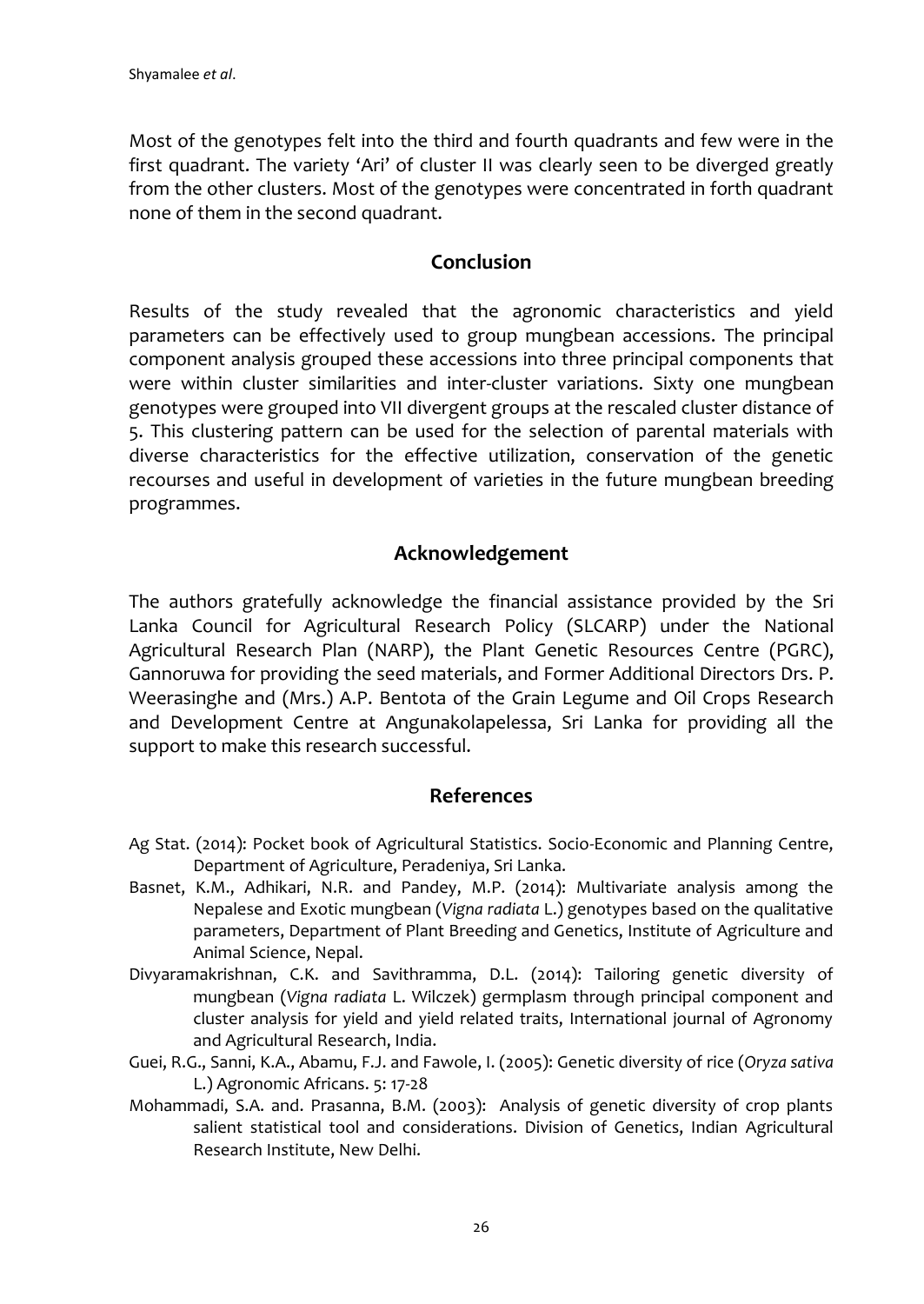Most of the genotypes felt into the third and fourth quadrants and few were in the first quadrant. The variety 'Ari' of cluster II was clearly seen to be diverged greatly from the other clusters. Most of the genotypes were concentrated in forth quadrant none of them in the second quadrant.

## Conclusion

Results of the study revealed that the agronomic characteristics and yield parameters can be effectively used to group mungbean accessions. The principal component analysis grouped these accessions into three principal components that were within cluster similarities and inter-cluster variations. Sixty one mungbean genotypes were grouped into VII divergent groups at the rescaled cluster distance of 5. This clustering pattern can be used for the selection of parental materials with diverse characteristics for the effective utilization, conservation of the genetic recourses and useful in development of varieties in the future mungbean breeding programmes.

## Acknowledgement

The authors gratefully acknowledge the financial assistance provided by the Sri Lanka Council for Agricultural Research Policy (SLCARP) under the National Agricultural Research Plan (NARP), the Plant Genetic Resources Centre (PGRC), Gannoruwa for providing the seed materials, and Former Additional Directors Drs. P. Weerasinghe and (Mrs.) A.P. Bentota of the Grain Legume and Oil Crops Research and Development Centre at Angunakolapelessa, Sri Lanka for providing all the support to make this research successful.

## References

Ag Stat. (2014): Pocket book of Agricultural Statistics. Socio-Economic and Planning Centre, Department of Agriculture, Peradeniya, Sri Lanka.

Basnet, K.M., Adhikari, N.R. and Pandey, M.P. (2014): Multivariate analysis among the Nepalese and Exotic mungbean (*Vigna radiata* L.) genotypes based on the qualitative parameters, Department of Plant Breeding and Genetics, Institute of Agriculture and Animal Science, Nepal.

Divyaramakrishnan, C.K. and Savithramma, D.L. (2014): Tailoring genetic diversity of mungbean (*Vigna radiata* L. Wilczek) germplasm through principal component and cluster analysis for yield and yield related traits, International journal of Agronomy and Agricultural Research, India.

Guei, R.G., Sanni, K.A., Abamu, F.J. and Fawole, I. (2005): Genetic diversity of rice (*Oryza sativa* L.) Agronomic Africans. 5: 17-28

Mohammadi, S.A. and. Prasanna, B.M. (2003): Analysis of genetic diversity of crop plants salient statistical tool and considerations. Division of Genetics, Indian Agricultural Research Institute, New Delhi.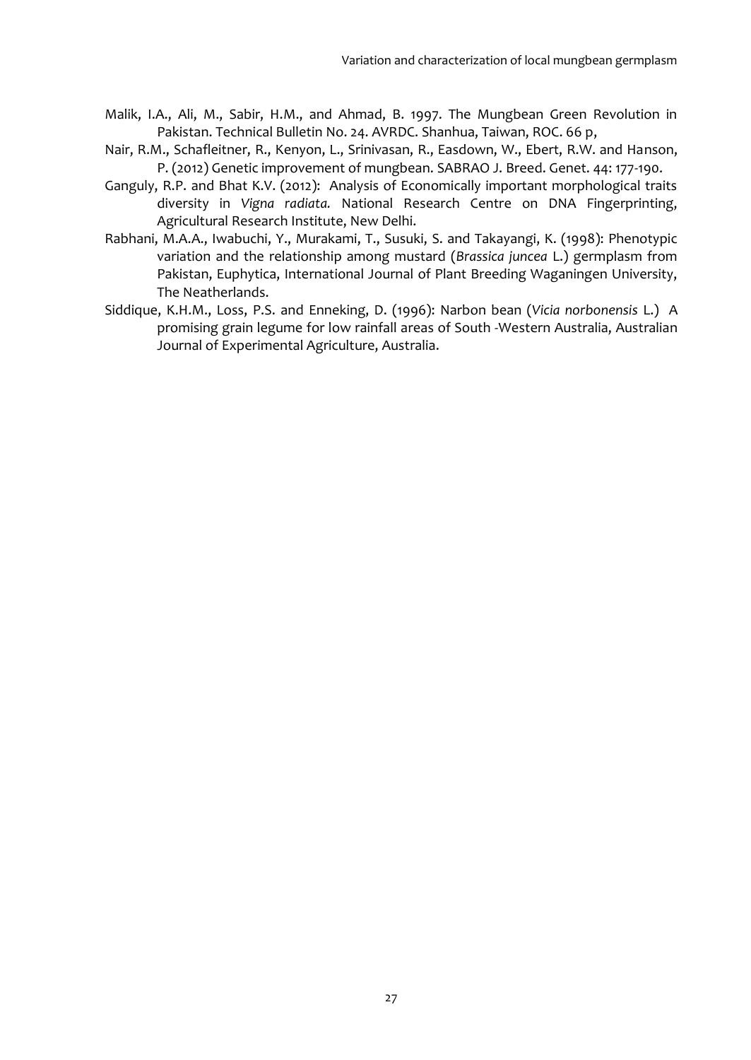Malik, I.A., Ali, M., Sabir, H.M., and Ahmad, B. 1997. The Mungbean Green Revolution in Pakistan. Technical Bulletin No. 24. AVRDC. Shanhua, Taiwan, ROC. 66 p,

Nair, R.M., Schafleitner, R., Kenyon, L., Srinivasan, R., Easdown, W., Ebert, R.W. and Hanson, P. (2012) Genetic improvement of mungbean. SABRAO J. Breed. Genet. 44: 177-190.

Ganguly, R.P. and Bhat K.V. (2012): Analysis of Economically important morphological traits diversity in *Vigna radiata.* National Research Centre on DNA Fingerprinting, Agricultural Research Institute, New Delhi.

Rabhani, M.A.A., Iwabuchi, Y., Murakami, T., Susuki, S. and Takayangi, K. (1998): Phenotypic variation and the relationship among mustard (*Brassica juncea* L.) germplasm from Pakistan, Euphytica, International Journal of Plant Breeding Waganingen University, The Neatherlands.

Siddique, K.H.M., Loss, P.S. and Enneking, D. (1996): Narbon bean (*Vicia norbonensis* L.) A promising grain legume for low rainfall areas of South -Western Australia, Australian Journal of Experimental Agriculture, Australia.